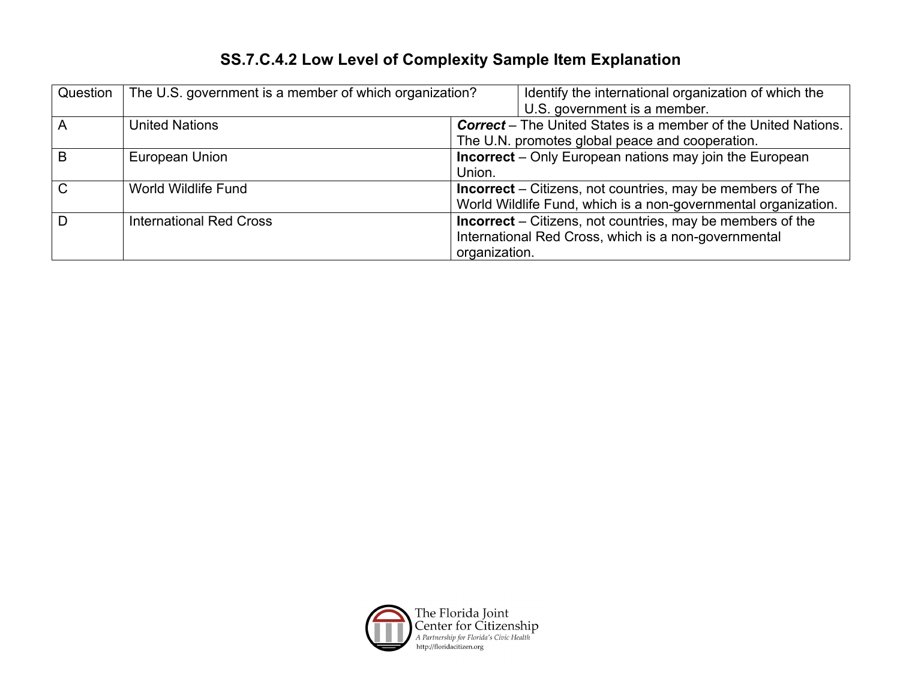# SS.7.C.4.2 Low Level of Complexity Sample Item Explanation

| Question | The U.S. government is a member of which organization? | Identify the international organization of which the U.S. government is a member. |
|---|---|---|
| A | United Nations | ***Correct*** – The United States is a member of the United Nations. The U.N. promotes global peace and cooperation. |
| B | European Union | **Incorrect** – Only European nations may join the European Union. |
| C | World Wildlife Fund | **Incorrect** – Citizens, not countries, may be members of The World Wildlife Fund, which is a non-governmental organization. |
| D | International Red Cross | **Incorrect** – Citizens, not countries, may be members of the International Red Cross, which is a non-governmental organization. |

The Florida Joint Center for Citizenship
*A Partnership for Florida's Civic Health*
http://floridacitizen.org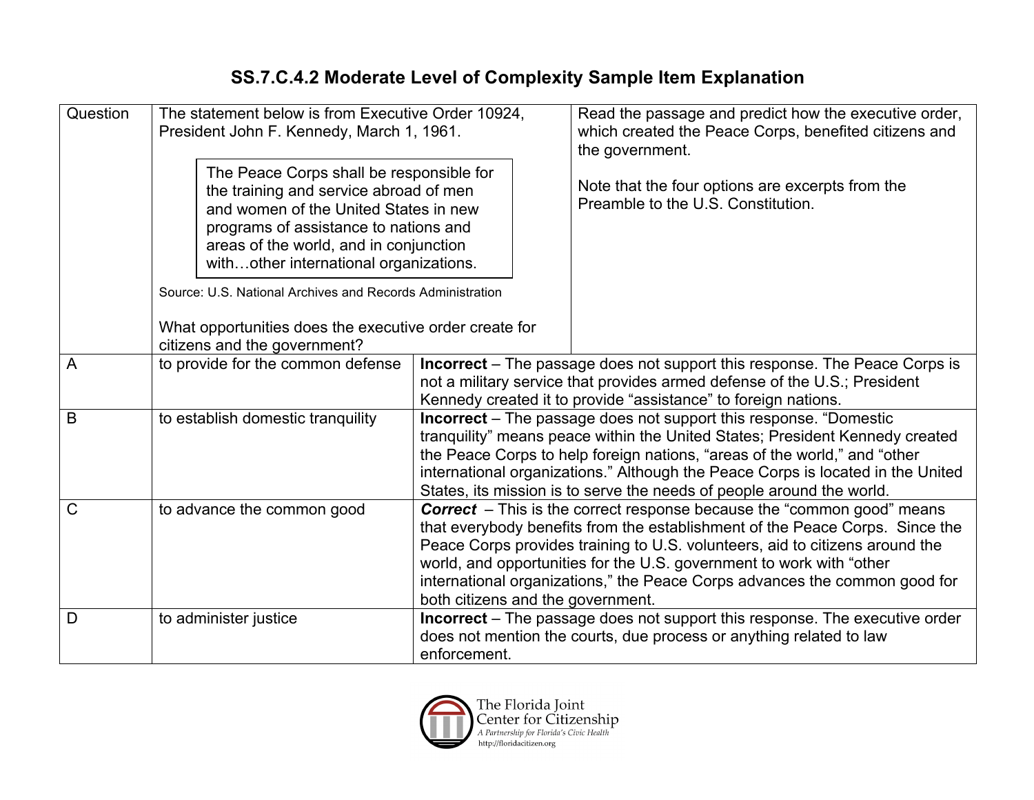# SS.7.C.4.2 Moderate Level of Complexity Sample Item Explanation

| Question | The statement below is from Executive Order 10924, President John F. Kennedy, March 1, 1961.<br><br>The Peace Corps shall be responsible for the training and service abroad of men and women of the United States in new programs of assistance to nations and areas of the world, and in conjunction with…other international organizations.<br><br>Source: U.S. National Archives and Records Administration<br><br>What opportunities does the executive order create for citizens and the government? | Read the passage and predict how the executive order, which created the Peace Corps, benefited citizens and the government.<br><br>Note that the four options are excerpts from the Preamble to the U.S. Constitution. |
|---|---|---|
| A | to provide for the common defense | **Incorrect** – The passage does not support this response. The Peace Corps is not a military service that provides armed defense of the U.S.; President Kennedy created it to provide "assistance" to foreign nations. |
| B | to establish domestic tranquility | **Incorrect** – The passage does not support this response. "Domestic tranquility" means peace within the United States; President Kennedy created the Peace Corps to help foreign nations, "areas of the world," and "other international organizations." Although the Peace Corps is located in the United States, its mission is to serve the needs of people around the world. |
| C | to advance the common good | ***Correct*** – This is the correct response because the "common good" means that everybody benefits from the establishment of the Peace Corps. Since the Peace Corps provides training to U.S. volunteers, aid to citizens around the world, and opportunities for the U.S. government to work with "other international organizations," the Peace Corps advances the common good for both citizens and the government. |
| D | to administer justice | **Incorrect** – The passage does not support this response. The executive order does not mention the courts, due process or anything related to law enforcement. |

The Florida Joint Center for Citizenship
*A Partnership for Florida's Civic Health*
http://floridacitizen.org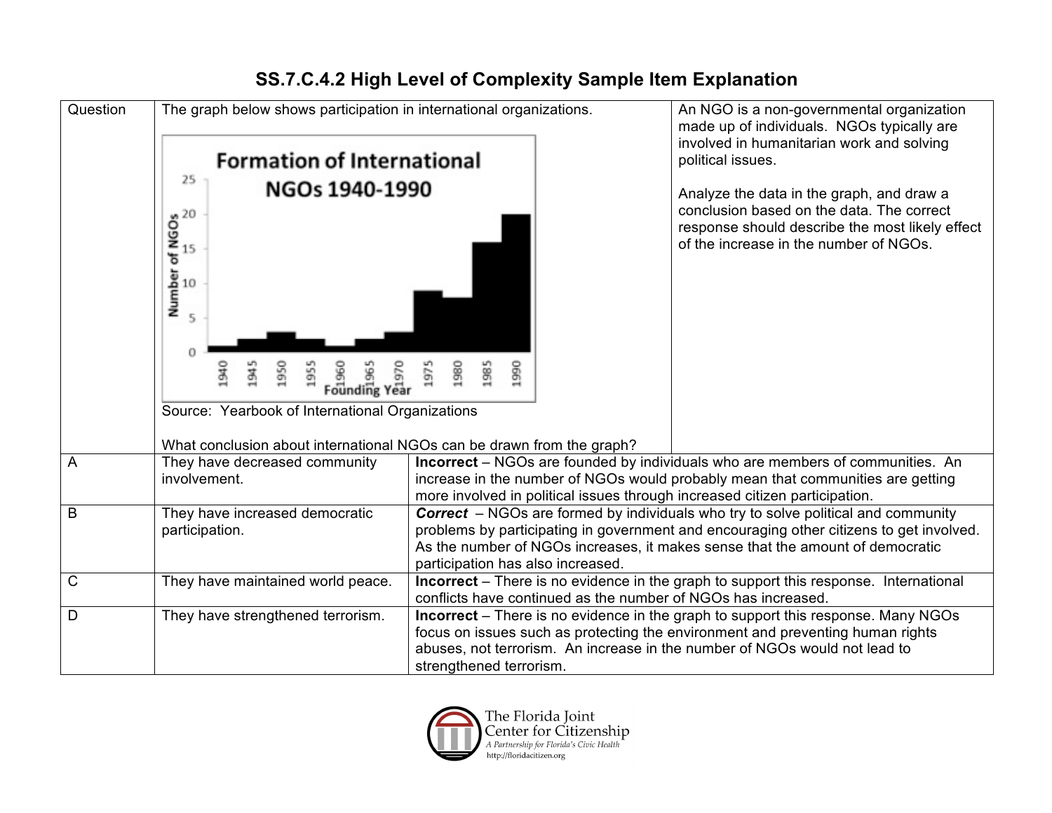# SS.7.C.4.2 High Level of Complexity Sample Item Explanation

| | | |
|---|---|---|
| Question | The graph below shows participation in international organizations. | An NGO is a non-governmental organization made up of individuals. NGOs typically are involved in humanitarian work and solving political issues. Analyze the data in the graph, and draw a conclusion based on the data. The correct response should describe the most likely effect of the increase in the number of NGOs. |

Formation of International NGOs 1940-1990

Number of NGOs

25
20
15
10
5
0

1940
1945
1950
1955
1960
1965
1970
1975
1980
1985
1990

Founding Year

Source: Yearbook of International Organizations

What conclusion about international NGOs can be drawn from the graph?

| | | |
|---|---|---|
| A | They have decreased community involvement. | **Incorrect** – NGOs are founded by individuals who are members of communities. An increase in the number of NGOs would probably mean that communities are getting more involved in political issues through increased citizen participation. |
| B | They have increased democratic participation. | ***Correct*** – NGOs are formed by individuals who try to solve political and community problems by participating in government and encouraging other citizens to get involved. As the number of NGOs increases, it makes sense that the amount of democratic participation has also increased. |
| C | They have maintained world peace. | **Incorrect** – There is no evidence in the graph to support this response. International conflicts have continued as the number of NGOs has increased. |
| D | They have strengthened terrorism. | **Incorrect** – There is no evidence in the graph to support this response. Many NGOs focus on issues such as protecting the environment and preventing human rights abuses, not terrorism. An increase in the number of NGOs would not lead to strengthened terrorism. |